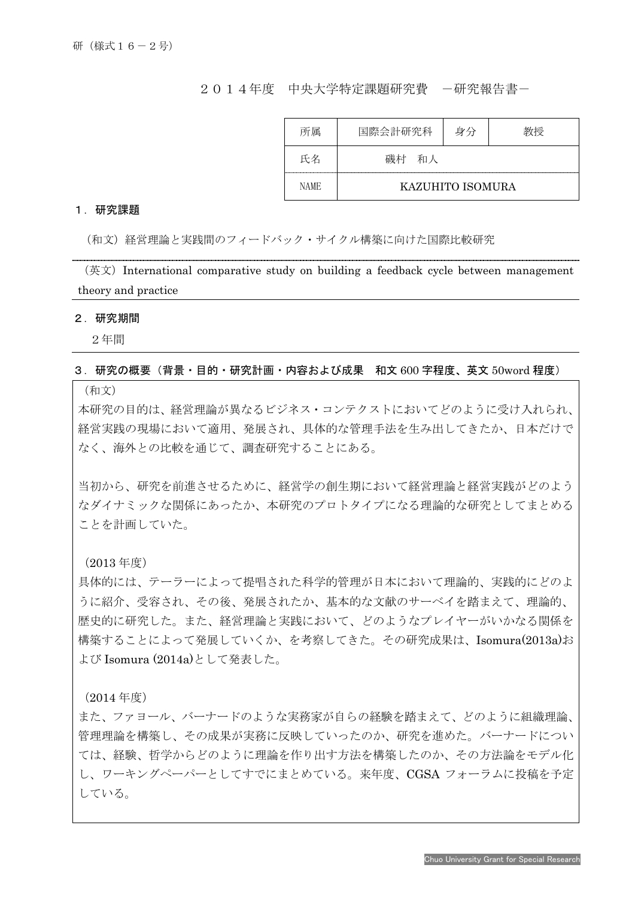研（様式１６－２号）

２０１４年度　中央大学特定課題研究費　－研究報告書－

| 所属 | 国際会計研究科 | 身分 | 教授 |
|---|---|---|---|
| 氏名 | 磯村　和人 | | |
| NAME | KAZUHITO ISOMURA | | |

## １．研究課題

（和文）経営理論と実践間のフィードバック・サイクル構築に向けた国際比較研究

（英文）International comparative study on building a feedback cycle between management theory and practice

## ２．研究期間

２年間

## ３．研究の概要（背景・目的・研究計画・内容および成果　和文 600 字程度、英文 50word 程度）

（和文）

本研究の目的は、経営理論が異なるビジネス・コンテクストにおいてどのように受け入れられ、経営実践の現場において適用、発展され、具体的な管理手法を生み出してきたか、日本だけでなく、海外との比較を通じて、調査研究することにある。

当初から、研究を前進させるために、経営学の創生期において経営理論と経営実践がどのようなダイナミックな関係にあったか、本研究のプロトタイプになる理論的な研究としてまとめることを計画していた。

（2013 年度）

具体的には、テーラーによって提唱された科学的管理が日本において理論的、実践的にどのように紹介、受容され、その後、発展されたか、基本的な文献のサーベイを踏まえて、理論的、歴史的に研究した。また、経営理論と実践において、どのようなプレイヤーがいかなる関係を構築することによって発展していくか、を考察してきた。その研究成果は、Isomura(2013a)および Isomura (2014a)として発表した。

（2014 年度）

また、ファヨール、バーナードのような実務家が自らの経験を踏まえて、どのように組織理論、管理理論を構築し、その成果が実務に反映していったのか、研究を進めた。バーナードについては、経験、哲学からどのように理論を作り出す方法を構築したのか、その方法論をモデル化し、ワーキングペーパーとしてすでにまとめている。来年度、CGSA フォーラムに投稿を予定している。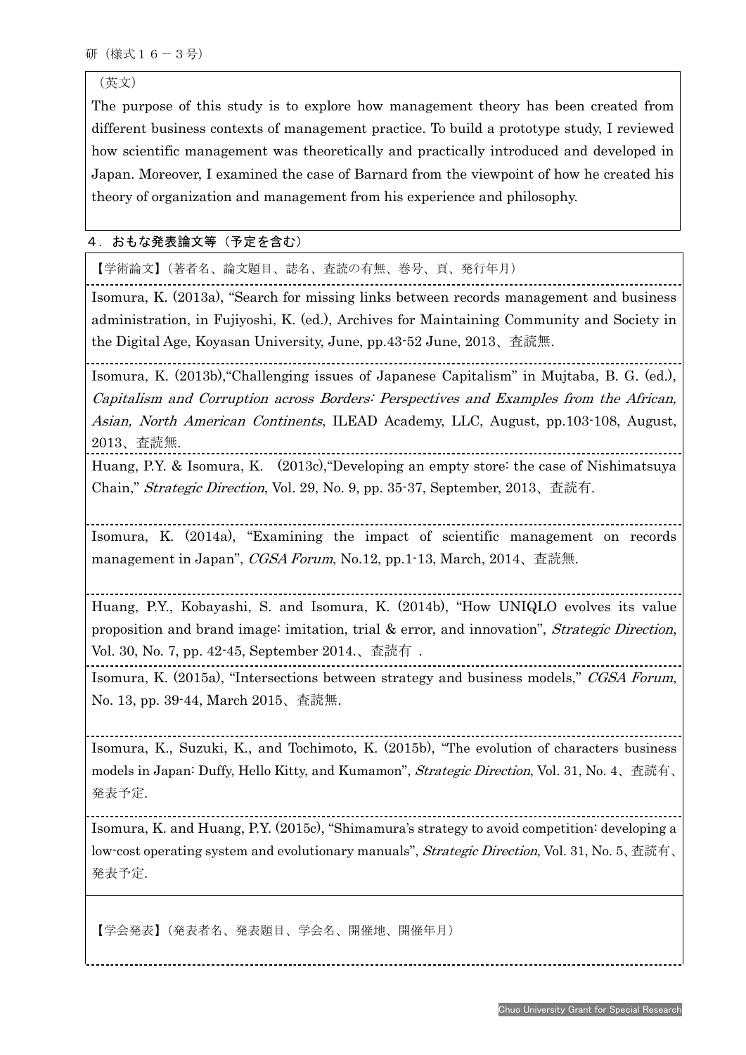（英文）

The purpose of this study is to explore how management theory has been created from different business contexts of management practice. To build a prototype study, I reviewed how scientific management was theoretically and practically introduced and developed in Japan. Moreover, I examined the case of Barnard from the viewpoint of how he created his theory of organization and management from his experience and philosophy.

## ４．おもな発表論文等（予定を含む）

【学術論文】（著者名、論文題目、誌名、査読の有無、巻号、頁、発行年月）

Isomura, K. (2013a), "Search for missing links between records management and business administration, in Fujiyoshi, K. (ed.), Archives for Maintaining Community and Society in the Digital Age, Koyasan University, June, pp.43-52 June, 2013、査読無.

Isomura, K. (2013b),"Challenging issues of Japanese Capitalism" in Mujtaba, B. G. (ed.), *Capitalism and Corruption across Borders: Perspectives and Examples from the African, Asian, North American Continents*, ILEAD Academy, LLC, August, pp.103-108, August, 2013、査読無.

Huang, P.Y. & Isomura, K.　(2013c),"Developing an empty store: the case of Nishimatsuya Chain," *Strategic Direction*, Vol. 29, No. 9, pp. 35-37, September, 2013、査読有.

Isomura, K. (2014a), "Examining the impact of scientific management on records management in Japan", *CGSA Forum*, No.12, pp.1-13, March, 2014、査読無.

Huang, P.Y., Kobayashi, S. and Isomura, K. (2014b), "How UNIQLO evolves its value proposition and brand image: imitation, trial & error, and innovation", *Strategic Direction*, Vol. 30, No. 7, pp. 42-45, September 2014.、査読有 .

Isomura, K. (2015a), "Intersections between strategy and business models," *CGSA Forum*, No. 13, pp. 39-44, March 2015、査読無.

Isomura, K., Suzuki, K., and Tochimoto, K. (2015b), "The evolution of characters business models in Japan: Duffy, Hello Kitty, and Kumamon", *Strategic Direction*, Vol. 31, No. 4、査読有、発表予定.

Isomura, K. and Huang, P.Y. (2015c), "Shimamura's strategy to avoid competition: developing a low-cost operating system and evolutionary manuals", *Strategic Direction*, Vol. 31, No. 5、査読有、発表予定.

【学会発表】（発表者名、発表題目、学会名、開催地、開催年月）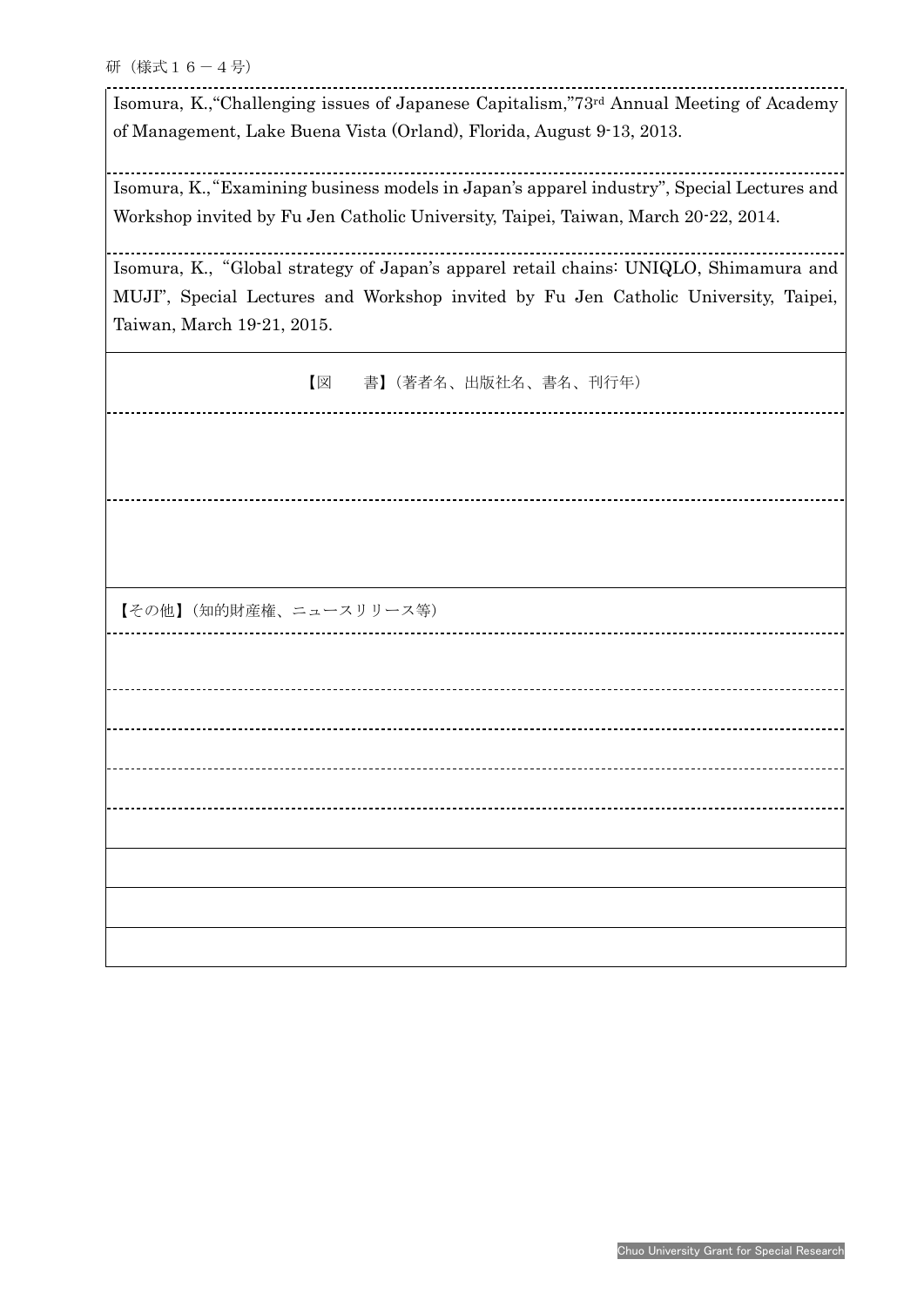Isomura, K.,"Challenging issues of Japanese Capitalism,"73rd Annual Meeting of Academy of Management, Lake Buena Vista (Orland), Florida, August 9-13, 2013.

Isomura, K.,"Examining business models in Japan's apparel industry", Special Lectures and Workshop invited by Fu Jen Catholic University, Taipei, Taiwan, March 20-22, 2014.

Isomura, K., "Global strategy of Japan's apparel retail chains: UNIQLO, Shimamura and MUJI", Special Lectures and Workshop invited by Fu Jen Catholic University, Taipei, Taiwan, March 19-21, 2015.

**【図　　書】**（著者名、出版社名、書名、刊行年）

**【その他】**（知的財産権、ニュースリリース等）